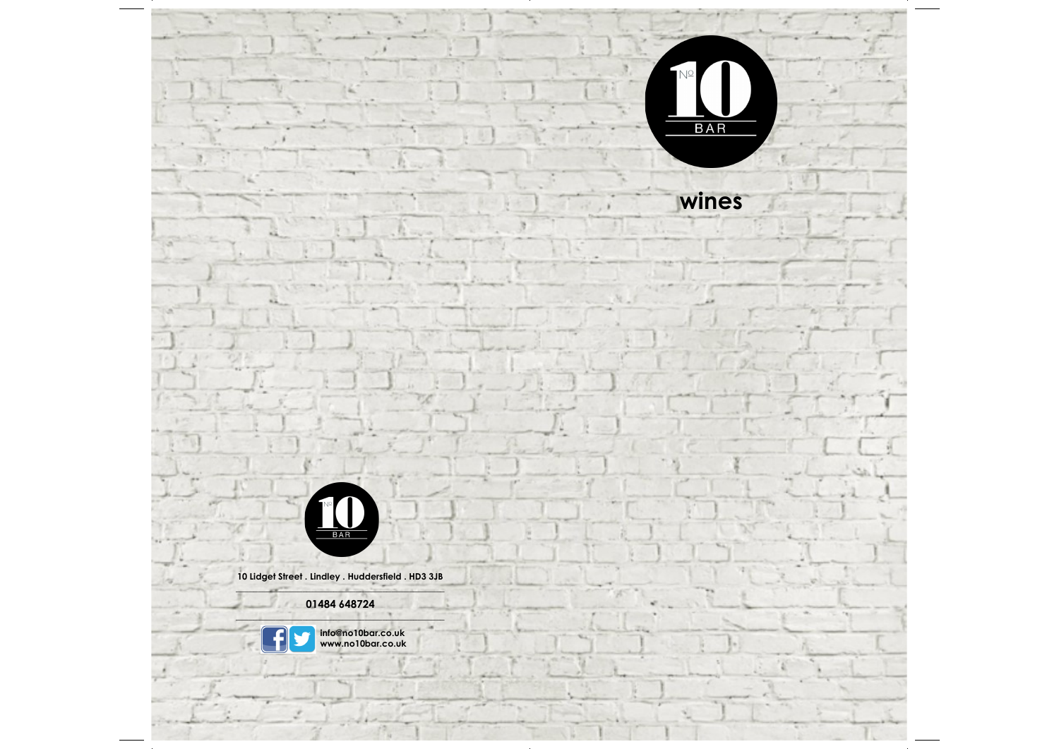№ 10 BAR

# wines

№ 10 BAR

10 Lidget Street . Lindley . Huddersfield . HD3 3JB

01484 648724

info@no10bar.co.uk
www.no10bar.co.uk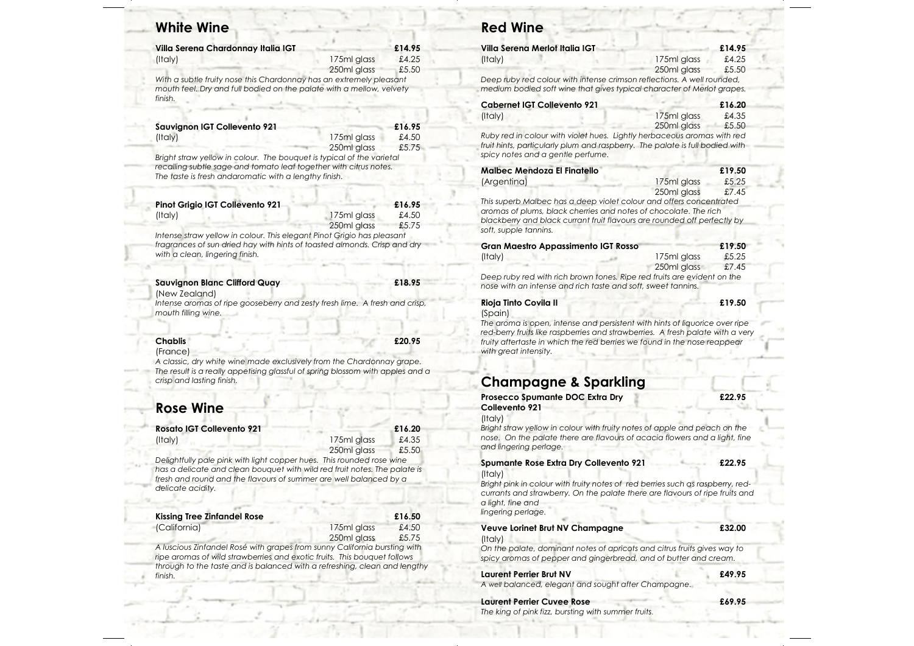## White Wine

**Villa Serena Chardonnay Italia IGT** **£14.95**
(Italy)
175ml glass £4.25
250ml glass £5.50

*With a subtle fruity nose this Chardonnay has an extremely pleasant mouth feel. Dry and full bodied on the palate with a mellow, velvety finish.*

**Sauvignon IGT Collevento 921** **£16.95**
(Italy)
175ml glass £4.50
250ml glass £5.75

*Bright straw yellow in colour. The bouquet is typical of the varietal recalling subtle sage and tomato leaf together with citrus notes. The taste is fresh andaromatic with a lengthy finish.*

**Pinot Grigio IGT Collevento 921** **£16.95**
(Italy)
175ml glass £4.50
250ml glass £5.75

*Intense straw yellow in colour. This elegant Pinot Grigio has pleasant fragrances of sun dried hay with hints of toasted almonds. Crisp and dry with a clean, lingering finish.*

**Sauvignon Blanc Clifford Quay** **£18.95**
(New Zealand)

*Intense aromas of ripe gooseberry and zesty fresh lime. A fresh and crisp, mouth filling wine.*

**Chablis** **£20.95**
(France)

*A classic, dry white wine made exclusively from the Chardonnay grape. The result is a really appetising glassful of spring blossom with apples and a crisp and lasting finish.*

## Rose Wine

**Rosato IGT Collevento 921** **£16.20**
(Italy)
175ml glass £4.35
250ml glass £5.50

*Delightfully pale pink with light copper hues. This rounded rose wine has a delicate and clean bouquet with wild red fruit notes. The palate is fresh and round and the flavours of summer are well balanced by a delicate acidity.*

**Kissing Tree Zinfandel Rose** **£16.50**
(California)
175ml glass £4.50
250ml glass £5.75

*A luscious Zinfandel Rosé with grapes from sunny California bursting with ripe aromas of wild strawberries and exotic fruits. This bouquet follows through to the taste and is balanced with a refreshing, clean and lengthy finish.*

## Red Wine

**Villa Serena Merlot Italia IGT** **£14.95**
(Italy)
175ml glass £4.25
250ml glass £5.50

*Deep ruby red colour with intense crimson reflections. A well rounded, medium bodied soft wine that gives typical character of Merlot grapes.*

**Cabernet IGT Collevento 921** **£16.20**
(Italy)
175ml glass £4.35
250ml glass £5.50

*Ruby red in colour with violet hues. Lightly herbaceous aromas with red fruit hints, particularly plum and raspberry. The palate is full bodied with spicy notes and a gentle perfume.*

**Malbec Mendoza El Finatello** **£19.50**
(Argentina)
175ml glass £5.25
250ml glass £7.45

*This superb Malbec has a deep violet colour and offers concentrated aromas of plums, black cherries and notes of chocolate. The rich blackberry and black currant fruit flavours are rounded off perfectly by soft, supple tannins.*

**Gran Maestro Appassimento IGT Rosso** **£19.50**
(Italy)
175ml glass £5.25
250ml glass £7.45

*Deep ruby red with rich brown tones. Ripe red fruits are evident on the nose with an intense and rich taste and soft, sweet tannins.*

**Rioja Tinto Covila II** **£19.50**
(Spain)

*The aroma is open, intense and persistent with hints of liquorice over ripe red-berry fruits like raspberries and strawberries. A fresh palate with a very fruity aftertaste in which the red berries we found in the nose reappear with great intensity.*

## Champagne & Sparkling

**Prosecco Spumante DOC Extra Dry Collevento 921** **£22.95**
(Italy)

*Bright straw yellow in colour with fruity notes of apple and peach on the nose. On the palate there are flavours of acacia flowers and a light, fine and lingering perlage.*

**Spumante Rose Extra Dry Collevento 921** **£22.95**
(Italy)

*Bright pink in colour with fruity notes of red berries such as raspberry, red-currants and strawberry. On the palate there are flavours of ripe fruits and a light, fine and lingering perlage.*

**Veuve Lorinet Brut NV Champagne** **£32.00**
(Italy)

*On the palate, dominant notes of apricots and citrus fruits gives way to spicy aromas of pepper and gingerbread, and of butter and cream.*

**Laurent Perrier Brut NV** **£49.95**

*A well balanced, elegant and sought after Champagne.*

**Laurent Perrier Cuvee Rose** **£69.95**

*The king of pink fizz, bursting with summer fruits.*